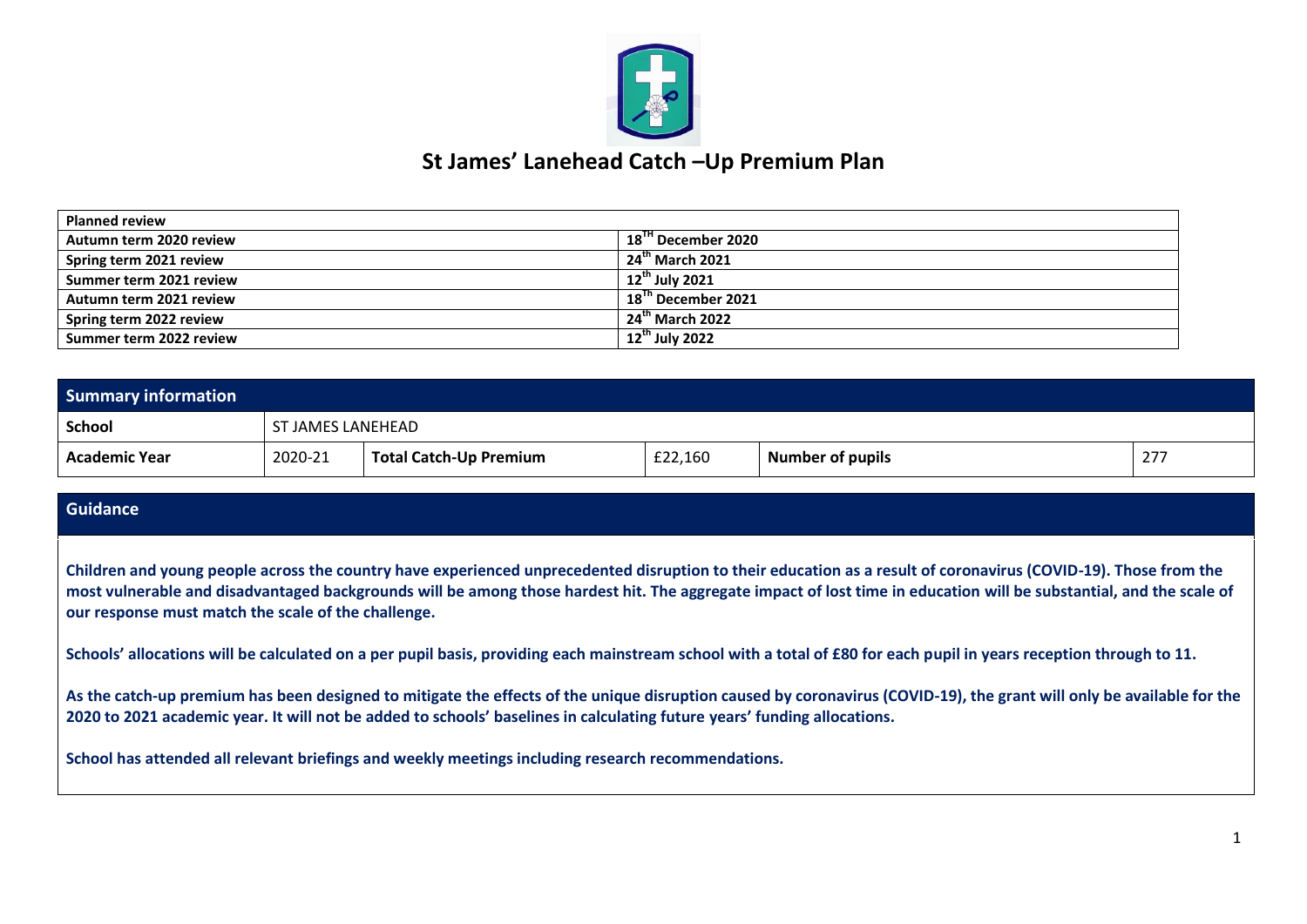# St James' Lanehead Catch –Up Premium Plan

| Planned review | |
|---|---|
| Autumn term 2020 review | 18TH December 2020 |
| Spring term 2021 review | 24th March 2021 |
| Summer term 2021 review | 12th July 2021 |
| Autumn term 2021 review | 18Th December 2021 |
| Spring term 2022 review | 24th March 2022 |
| Summer term 2022 review | 12th July 2022 |

| Summary information | | | | | |
|---|---|---|---|---|---|
| **School** | ST JAMES LANEHEAD | | | | |
| **Academic Year** | 2020-21 | **Total Catch-Up Premium** | £22,160 | **Number of pupils** | 277 |

## Guidance

**Children and young people across the country have experienced unprecedented disruption to their education as a result of coronavirus (COVID-19). Those from the most vulnerable and disadvantaged backgrounds will be among those hardest hit. The aggregate impact of lost time in education will be substantial, and the scale of our response must match the scale of the challenge.**

**Schools' allocations will be calculated on a per pupil basis, providing each mainstream school with a total of £80 for each pupil in years reception through to 11.**

**As the catch-up premium has been designed to mitigate the effects of the unique disruption caused by coronavirus (COVID-19), the grant will only be available for the 2020 to 2021 academic year. It will not be added to schools' baselines in calculating future years' funding allocations.**

**School has attended all relevant briefings and weekly meetings including research recommendations.**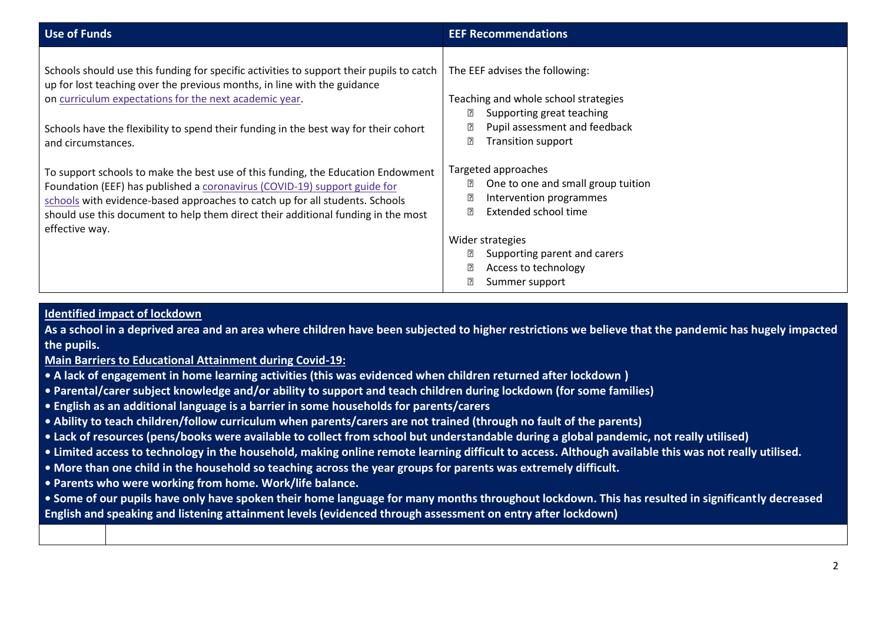| Use of Funds | EEF Recommendations |
|---|---|
| Schools should use this funding for specific activities to support their pupils to catch up for lost teaching over the previous months, in line with the guidance on curriculum expectations for the next academic year.<br><br>Schools have the flexibility to spend their funding in the best way for their cohort and circumstances.<br><br>To support schools to make the best use of this funding, the Education Endowment Foundation (EEF) has published a coronavirus (COVID-19) support guide for schools with evidence-based approaches to catch up for all students. Schools should use this document to help them direct their additional funding in the most effective way. | The EEF advises the following:<br><br>Teaching and whole school strategies<br>- Supporting great teaching<br>- Pupil assessment and feedback<br>- Transition support<br><br>Targeted approaches<br>- One to one and small group tuition<br>- Intervention programmes<br>- Extended school time<br><br>Wider strategies<br>- Supporting parent and carers<br>- Access to technology<br>- Summer support |

**Identified impact of lockdown**

**As a school in a deprived area and an area where children have been subjected to higher restrictions we believe that the pandemic has hugely impacted the pupils.**

**Main Barriers to Educational Attainment during Covid-19:**

- **A lack of engagement in home learning activities (this was evidenced when children returned after lockdown )**
- **Parental/carer subject knowledge and/or ability to support and teach children during lockdown (for some families)**
- **English as an additional language is a barrier in some households for parents/carers**
- **Ability to teach children/follow curriculum when parents/carers are not trained (through no fault of the parents)**
- **Lack of resources (pens/books were available to collect from school but understandable during a global pandemic, not really utilised)**
- **Limited access to technology in the household, making online remote learning difficult to access. Although available this was not really utilised.**
- **More than one child in the household so teaching across the year groups for parents was extremely difficult.**
- **Parents who were working from home. Work/life balance.**
- **Some of our pupils have only have spoken their home language for many months throughout lockdown. This has resulted in significantly decreased English and speaking and listening attainment levels (evidenced through assessment on entry after lockdown)**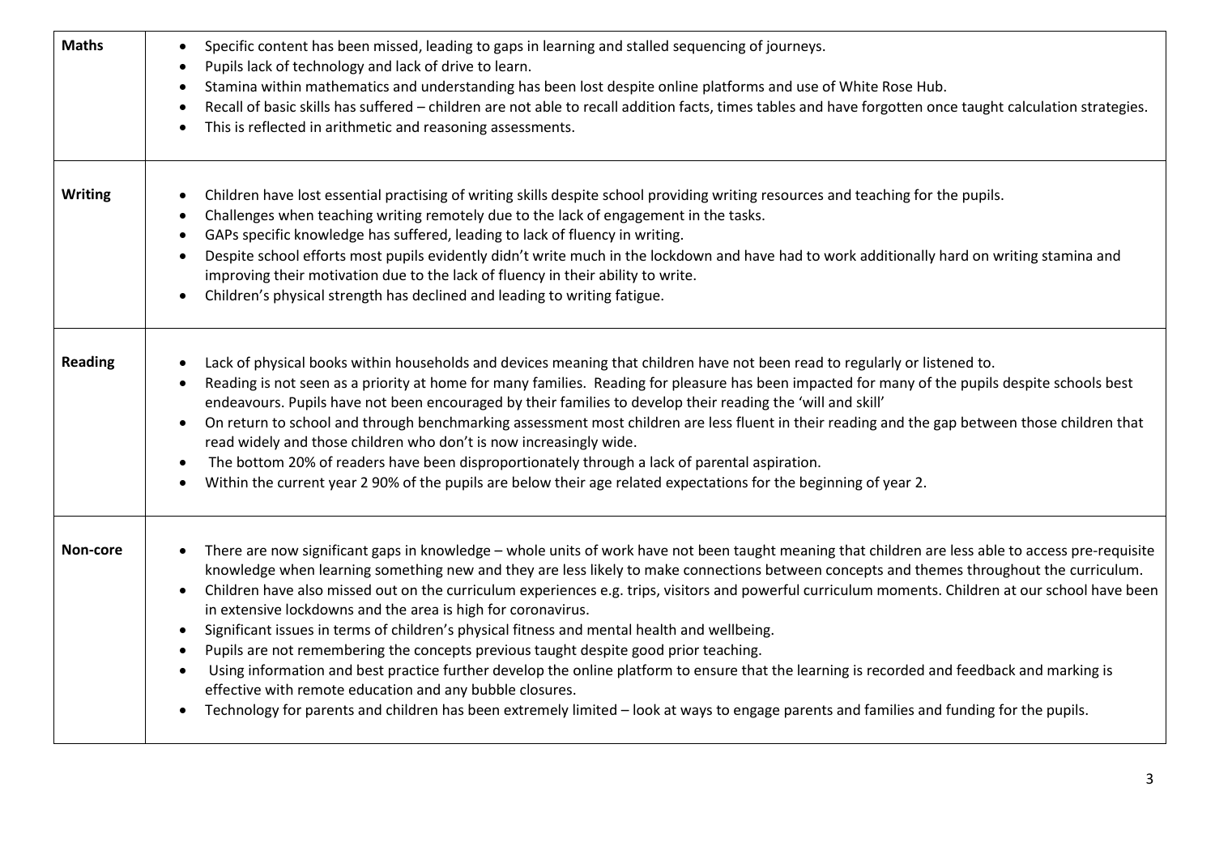| Maths | <ul><li>Specific content has been missed, leading to gaps in learning and stalled sequencing of journeys.</li><li>Pupils lack of technology and lack of drive to learn.</li><li>Stamina within mathematics and understanding has been lost despite online platforms and use of White Rose Hub.</li><li>Recall of basic skills has suffered – children are not able to recall addition facts, times tables and have forgotten once taught calculation strategies.</li><li>This is reflected in arithmetic and reasoning assessments.</li></ul> |
|---|---|
| Writing | <ul><li>Children have lost essential practising of writing skills despite school providing writing resources and teaching for the pupils.</li><li>Challenges when teaching writing remotely due to the lack of engagement in the tasks.</li><li>GAPs specific knowledge has suffered, leading to lack of fluency in writing.</li><li>Despite school efforts most pupils evidently didn't write much in the lockdown and have had to work additionally hard on writing stamina and improving their motivation due to the lack of fluency in their ability to write.</li><li>Children's physical strength has declined and leading to writing fatigue.</li></ul> |
| Reading | <ul><li>Lack of physical books within households and devices meaning that children have not been read to regularly or listened to.</li><li>Reading is not seen as a priority at home for many families. Reading for pleasure has been impacted for many of the pupils despite schools best endeavours. Pupils have not been encouraged by their families to develop their reading the 'will and skill'</li><li>On return to school and through benchmarking assessment most children are less fluent in their reading and the gap between those children that read widely and those children who don't is now increasingly wide.</li><li>The bottom 20% of readers have been disproportionately through a lack of parental aspiration.</li><li>Within the current year 2 90% of the pupils are below their age related expectations for the beginning of year 2.</li></ul> |
| Non-core | <ul><li>There are now significant gaps in knowledge – whole units of work have not been taught meaning that children are less able to access pre-requisite knowledge when learning something new and they are less likely to make connections between concepts and themes throughout the curriculum.</li><li>Children have also missed out on the curriculum experiences e.g. trips, visitors and powerful curriculum moments. Children at our school have been in extensive lockdowns and the area is high for coronavirus.</li><li>Significant issues in terms of children's physical fitness and mental health and wellbeing.</li><li>Pupils are not remembering the concepts previous taught despite good prior teaching.</li><li>Using information and best practice further develop the online platform to ensure that the learning is recorded and feedback and marking is effective with remote education and any bubble closures.</li><li>Technology for parents and children has been extremely limited – look at ways to engage parents and families and funding for the pupils.</li></ul> |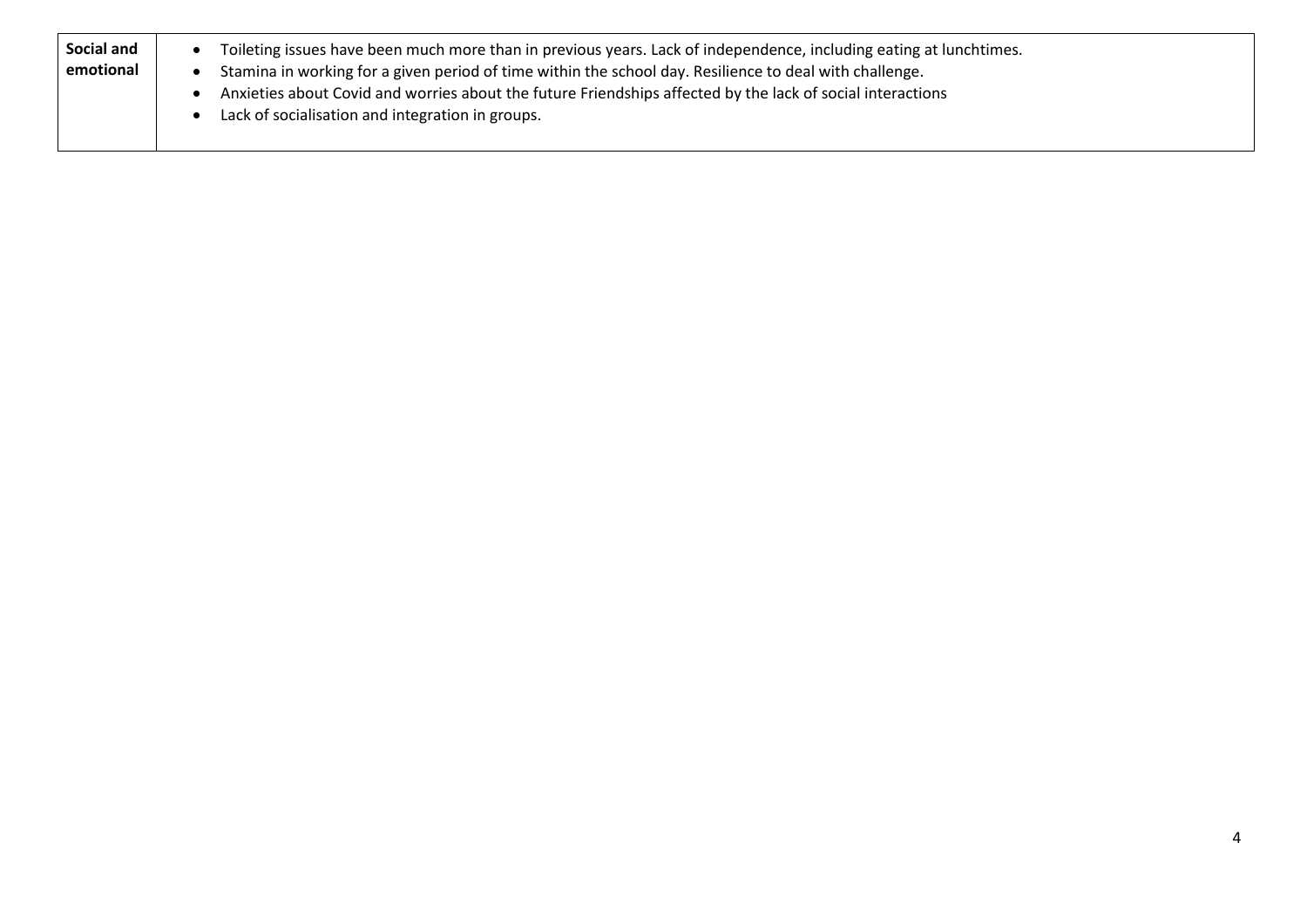| Social and emotional | <ul><li>Toileting issues have been much more than in previous years. Lack of independence, including eating at lunchtimes.</li><li>Stamina in working for a given period of time within the school day. Resilience to deal with challenge.</li><li>Anxieties about Covid and worries about the future Friendships affected by the lack of social interactions</li><li>Lack of socialisation and integration in groups.</li></ul> |
|---|---|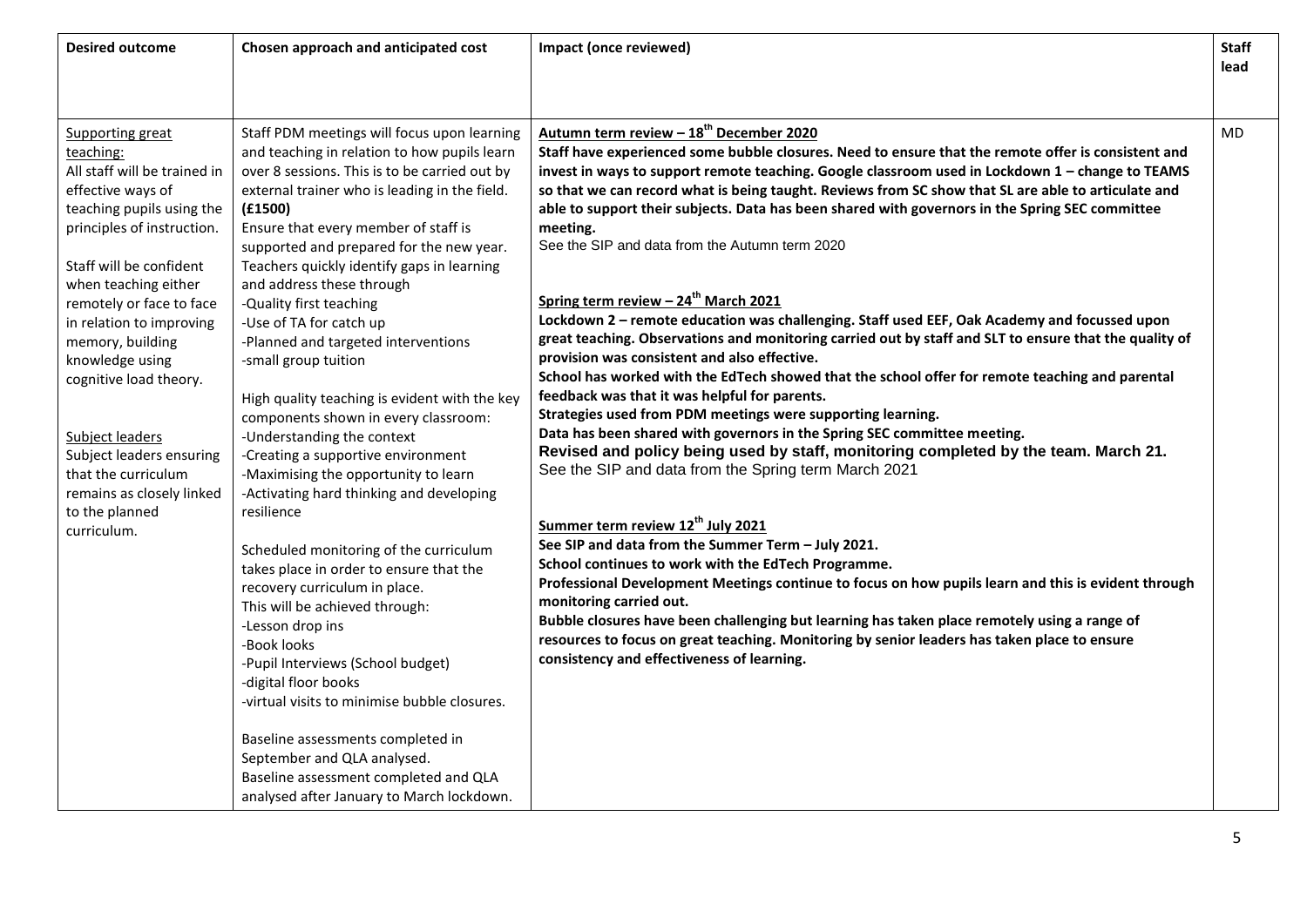| Desired outcome | Chosen approach and anticipated cost | Impact (once reviewed) | Staff lead |
|---|---|---|---|
| Supporting great teaching:<br>All staff will be trained in effective ways of teaching pupils using the principles of instruction.<br><br>Staff will be confident when teaching either remotely or face to face in relation to improving memory, building knowledge using cognitive load theory.<br><br>Subject leaders<br>Subject leaders ensuring that the curriculum remains as closely linked to the planned curriculum. | Staff PDM meetings will focus upon learning and teaching in relation to how pupils learn over 8 sessions. This is to be carried out by external trainer who is leading in the field. **(£1500)**<br>Ensure that every member of staff is supported and prepared for the new year. Teachers quickly identify gaps in learning and address these through<br>-Quality first teaching<br>-Use of TA for catch up<br>-Planned and targeted interventions<br>-small group tuition<br><br>High quality teaching is evident with the key components shown in every classroom:<br>-Understanding the context<br>-Creating a supportive environment<br>-Maximising the opportunity to learn<br>-Activating hard thinking and developing resilience<br><br>Scheduled monitoring of the curriculum takes place in order to ensure that the recovery curriculum in place.<br>This will be achieved through:<br>-Lesson drop ins<br>-Book looks<br>-Pupil Interviews (School budget)<br>-digital floor books<br>-virtual visits to minimise bubble closures.<br><br>Baseline assessments completed in September and QLA analysed.<br>Baseline assessment completed and QLA analysed after January to March lockdown. | **Autumn term review – 18th December 2020**<br>**Staff have experienced some bubble closures. Need to ensure that the remote offer is consistent and invest in ways to support remote teaching. Google classroom used in Lockdown 1 – change to TEAMS so that we can record what is being taught. Reviews from SC show that SL are able to articulate and able to support their subjects. Data has been shared with governors in the Spring SEC committee meeting.**<br>See the SIP and data from the Autumn term 2020<br><br>**Spring term review – 24th March 2021**<br>**Lockdown 2 – remote education was challenging. Staff used EEF, Oak Academy and focussed upon great teaching. Observations and monitoring carried out by staff and SLT to ensure that the quality of provision was consistent and also effective.**<br>**School has worked with the EdTech showed that the school offer for remote teaching and parental feedback was that it was helpful for parents.**<br>**Strategies used from PDM meetings were supporting learning.**<br>**Data has been shared with governors in the Spring SEC committee meeting.**<br>**Revised and policy being used by staff, monitoring completed by the team. March 21.**<br>See the SIP and data from the Spring term March 2021<br><br>**Summer term review 12th July 2021**<br>**See SIP and data from the Summer Term – July 2021.**<br>**School continues to work with the EdTech Programme.**<br>**Professional Development Meetings continue to focus on how pupils learn and this is evident through monitoring carried out.**<br>**Bubble closures have been challenging but learning has taken place remotely using a range of resources to focus on great teaching. Monitoring by senior leaders has taken place to ensure consistency and effectiveness of learning.** | MD |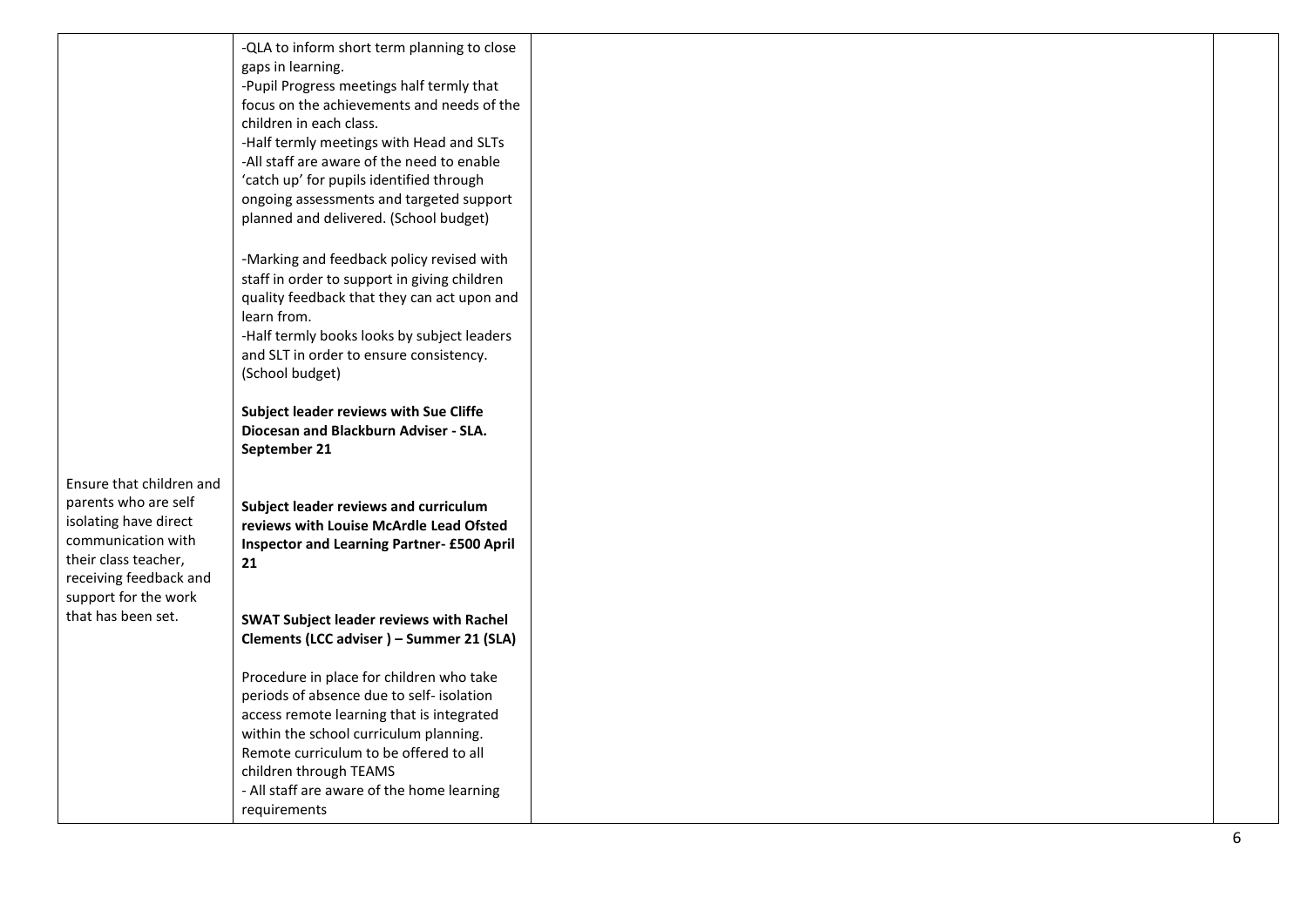| | | | |
|---|---|---|---|
| Ensure that children and parents who are self isolating have direct communication with their class teacher, receiving feedback and support for the work that has been set. | -QLA to inform short term planning to close gaps in learning.<br>-Pupil Progress meetings half termly that focus on the achievements and needs of the children in each class.<br>-Half termly meetings with Head and SLTs<br>-All staff are aware of the need to enable 'catch up' for pupils identified through ongoing assessments and targeted support planned and delivered. (School budget)<br><br>-Marking and feedback policy revised with staff in order to support in giving children quality feedback that they can act upon and learn from.<br>-Half termly books looks by subject leaders and SLT in order to ensure consistency. (School budget)<br><br>**Subject leader reviews with Sue Cliffe Diocesan and Blackburn Adviser - SLA. September 21**<br><br>**Subject leader reviews and curriculum reviews with Louise McArdle Lead Ofsted Inspector and Learning Partner- £500 April 21**<br><br>**SWAT Subject leader reviews with Rachel Clements (LCC adviser ) – Summer 21 (SLA)**<br><br>Procedure in place for children who take periods of absence due to self- isolation access remote learning that is integrated within the school curriculum planning. Remote curriculum to be offered to all children through TEAMS<br>- All staff are aware of the home learning requirements | | |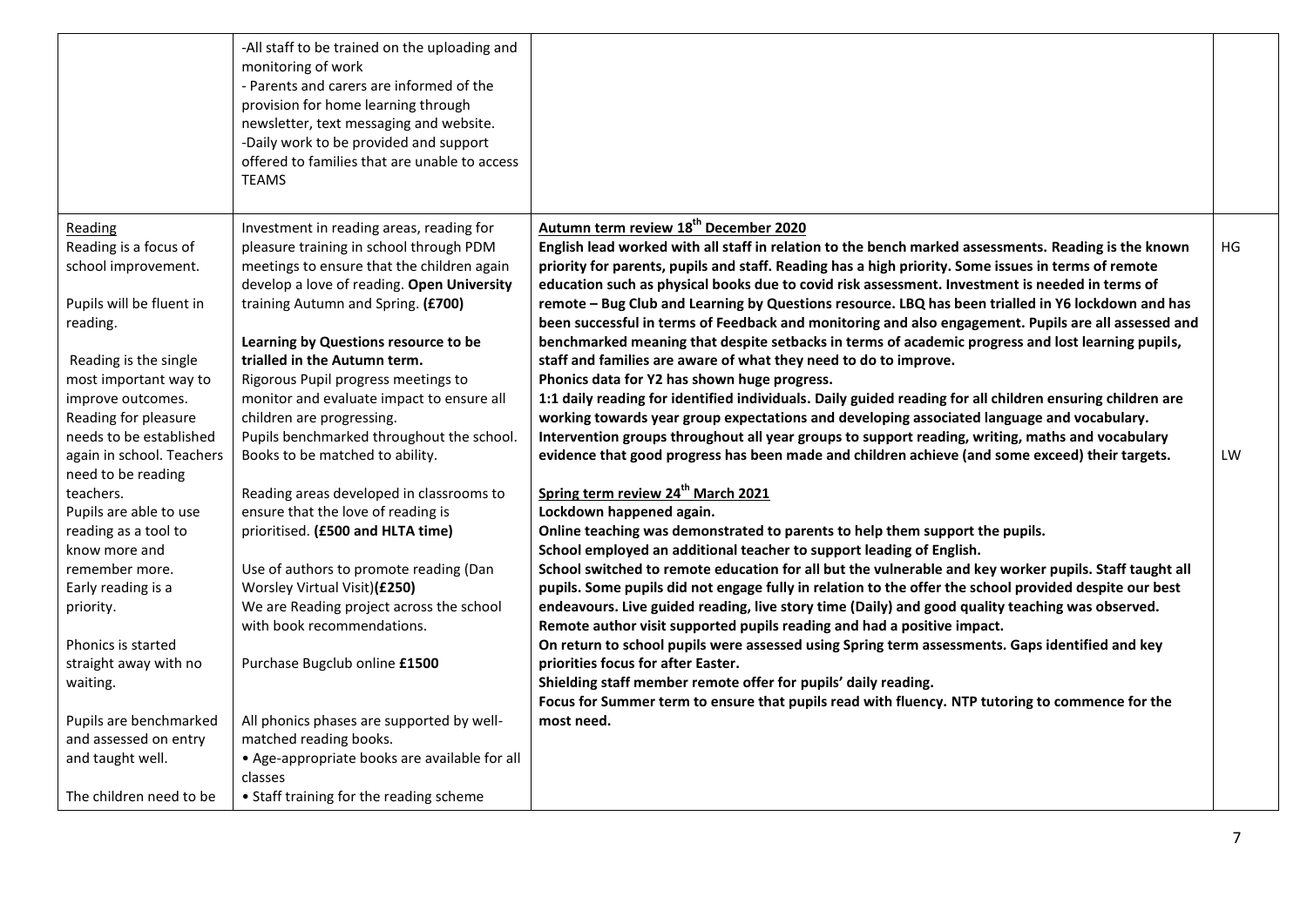| | | | |
|---|---|---|---|
| | -All staff to be trained on the uploading and monitoring of work<br>- Parents and carers are informed of the provision for home learning through newsletter, text messaging and website.<br>-Daily work to be provided and support offered to families that are unable to access TEAMS | | |
| Reading<br>Reading is a focus of school improvement.<br><br>Pupils will be fluent in reading.<br><br>Reading is the single most important way to improve outcomes. Reading for pleasure needs to be established again in school. Teachers need to be reading teachers.<br>Pupils are able to use reading as a tool to know more and remember more.<br>Early reading is a priority.<br><br>Phonics is started straight away with no waiting.<br><br>Pupils are benchmarked and assessed on entry and taught well.<br><br>The children need to be | Investment in reading areas, reading for pleasure training in school through PDM meetings to ensure that the children again develop a love of reading. **Open University** training Autumn and Spring. **(£700)**<br><br>**Learning by Questions resource to be trialled in the Autumn term.**<br>Rigorous Pupil progress meetings to monitor and evaluate impact to ensure all children are progressing.<br>Pupils benchmarked throughout the school. Books to be matched to ability.<br><br>Reading areas developed in classrooms to ensure that the love of reading is prioritised. **(£500 and HLTA time)**<br><br>Use of authors to promote reading (Dan Worsley Virtual Visit)**(£250)**<br>We are Reading project across the school with book recommendations.<br><br>Purchase Bugclub online **£1500**<br><br>All phonics phases are supported by well-matched reading books.<br>• Age-appropriate books are available for all classes<br>• Staff training for the reading scheme | **Autumn term review 18th December 2020**<br>**English lead worked with all staff in relation to the bench marked assessments. Reading is the known priority for parents, pupils and staff. Reading has a high priority. Some issues in terms of remote education such as physical books due to covid risk assessment. Investment is needed in terms of remote – Bug Club and Learning by Questions resource. LBQ has been trialled in Y6 lockdown and has been successful in terms of Feedback and monitoring and also engagement. Pupils are all assessed and benchmarked meaning that despite setbacks in terms of academic progress and lost learning pupils, staff and families are aware of what they need to do to improve.**<br>**Phonics data for Y2 has shown huge progress.**<br>**1:1 daily reading for identified individuals. Daily guided reading for all children ensuring children are working towards year group expectations and developing associated language and vocabulary.**<br>**Intervention groups throughout all year groups to support reading, writing, maths and vocabulary evidence that good progress has been made and children achieve (and some exceed) their targets.**<br><br>**Spring term review 24th March 2021**<br>**Lockdown happened again.**<br>**Online teaching was demonstrated to parents to help them support the pupils.**<br>**School employed an additional teacher to support leading of English.**<br>**School switched to remote education for all but the vulnerable and key worker pupils. Staff taught all pupils. Some pupils did not engage fully in relation to the offer the school provided despite our best endeavours. Live guided reading, live story time (Daily) and good quality teaching was observed.**<br>**Remote author visit supported pupils reading and had a positive impact.**<br>**On return to school pupils were assessed using Spring term assessments. Gaps identified and key priorities focus for after Easter.**<br>**Shielding staff member remote offer for pupils' daily reading.**<br>**Focus for Summer term to ensure that pupils read with fluency. NTP tutoring to commence for the most need.** | HG<br><br>LW |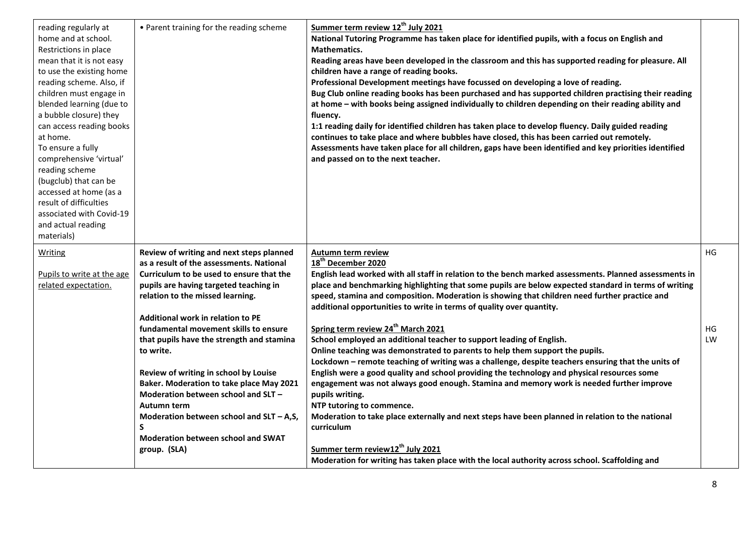| | | | |
|---|---|---|---|
| reading regularly at home and at school. Restrictions in place mean that it is not easy to use the existing home reading scheme. Also, if children must engage in blended learning (due to a bubble closure) they can access reading books at home.<br>To ensure a fully comprehensive 'virtual' reading scheme (bugclub) that can be accessed at home (as a result of difficulties associated with Covid-19 and actual reading materials) | • Parent training for the reading scheme | **<u>Summer term review 12th July 2021</u>**<br>**National Tutoring Programme has taken place for identified pupils, with a focus on English and Mathematics.**<br>**Reading areas have been developed in the classroom and this has supported reading for pleasure. All children have a range of reading books.**<br>**Professional Development meetings have focussed on developing a love of reading.**<br>**Bug Club online reading books has been purchased and has supported children practising their reading at home – with books being assigned individually to children depending on their reading ability and fluency.**<br>**1:1 reading daily for identified children has taken place to develop fluency. Daily guided reading continues to take place and where bubbles have closed, this has been carried out remotely.**<br>**Assessments have taken place for all children, gaps have been identified and key priorities identified and passed on to the next teacher.** | |
| <u>Writing</u><br><br><u>Pupils to write at the age related expectation.</u> | **Review of writing and next steps planned as a result of the assessments. National Curriculum to be used to ensure that the pupils are having targeted teaching in relation to the missed learning.**<br><br>**Additional work in relation to PE fundamental movement skills to ensure that pupils have the strength and stamina to write.**<br><br>**Review of writing in school by Louise Baker. Moderation to take place May 2021**<br>**Moderation between school and SLT – Autumn term**<br>**Moderation between school and SLT – A,S, S**<br>**Moderation between school and SWAT group. (SLA)** | **<u>Autumn term review</u>**<br>**<u>18th December 2020</u>**<br>**English lead worked with all staff in relation to the bench marked assessments. Planned assessments in place and benchmarking highlighting that some pupils are below expected standard in terms of writing speed, stamina and composition. Moderation is showing that children need further practice and additional opportunities to write in terms of quality over quantity.**<br><br>**<u>Spring term review 24th March 2021</u>**<br>**School employed an additional teacher to support leading of English.**<br>**Online teaching was demonstrated to parents to help them support the pupils.**<br>**Lockdown – remote teaching of writing was a challenge, despite teachers ensuring that the units of English were a good quality and school providing the technology and physical resources some engagement was not always good enough. Stamina and memory work is needed further improve pupils writing.**<br>**NTP tutoring to commence.**<br>**Moderation to take place externally and next steps have been planned in relation to the national curriculum**<br><br>**<u>Summer term review12th July 2021</u>**<br>**Moderation for writing has taken place with the local authority across school. Scaffolding and** | HG<br><br><br><br><br><br>HG<br>LW |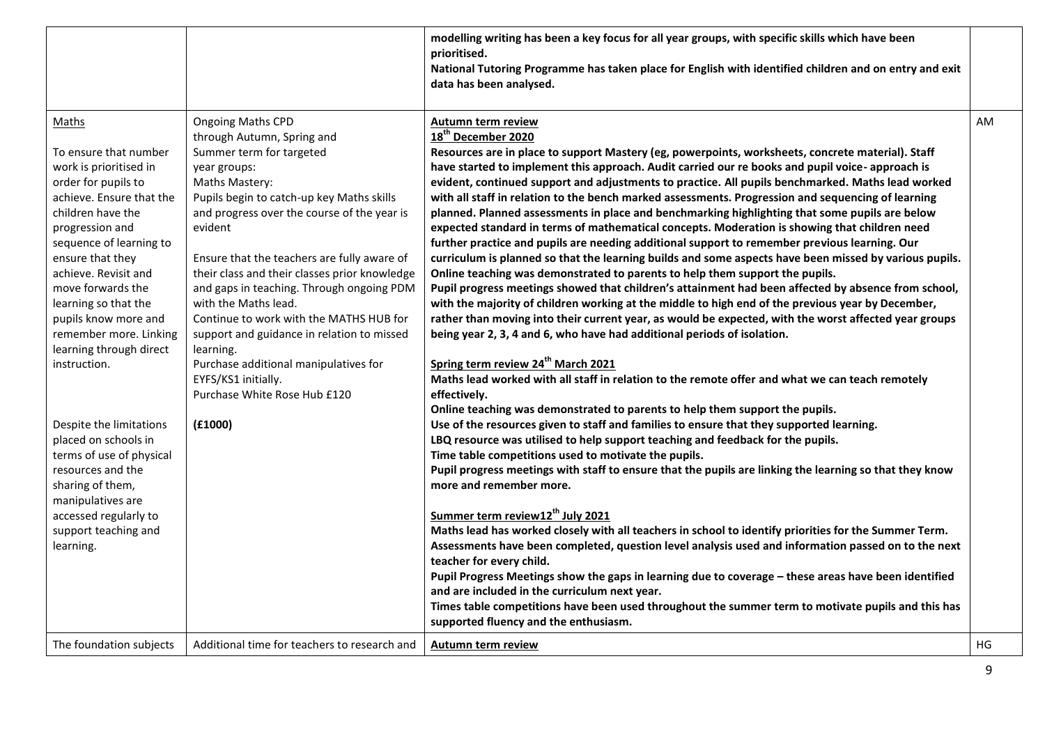| | | | |
|---|---|---|---|
| | | **modelling writing has been a key focus for all year groups, with specific skills which have been prioritised.**<br>**National Tutoring Programme has taken place for English with identified children and on entry and exit data has been analysed.** | |
| Maths<br><br>To ensure that number work is prioritised in order for pupils to achieve. Ensure that the children have the progression and sequence of learning to ensure that they achieve. Revisit and move forwards the learning so that the pupils know more and remember more. Linking learning through direct instruction.<br><br>Despite the limitations placed on schools in terms of use of physical resources and the sharing of them, manipulatives are accessed regularly to support teaching and learning. | Ongoing Maths CPD through Autumn, Spring and Summer term for targeted year groups:<br>Maths Mastery:<br>Pupils begin to catch-up key Maths skills and progress over the course of the year is evident<br><br>Ensure that the teachers are fully aware of their class and their classes prior knowledge and gaps in teaching. Through ongoing PDM with the Maths lead.<br>Continue to work with the MATHS HUB for support and guidance in relation to missed learning.<br>Purchase additional manipulatives for EYFS/KS1 initially.<br>Purchase White Rose Hub £120<br><br>**(£1000)** | **Autumn term review**<br>**18th December 2020**<br>**Resources are in place to support Mastery (eg, powerpoints, worksheets, concrete material). Staff have started to implement this approach. Audit carried our re books and pupil voice- approach is evident, continued support and adjustments to practice. All pupils benchmarked. Maths lead worked with all staff in relation to the bench marked assessments. Progression and sequencing of learning planned. Planned assessments in place and benchmarking highlighting that some pupils are below expected standard in terms of mathematical concepts. Moderation is showing that children need further practice and pupils are needing additional support to remember previous learning. Our curriculum is planned so that the learning builds and some aspects have been missed by various pupils. Online teaching was demonstrated to parents to help them support the pupils.**<br>**Pupil progress meetings showed that children's attainment had been affected by absence from school, with the majority of children working at the middle to high end of the previous year by December, rather than moving into their current year, as would be expected, with the worst affected year groups being year 2, 3, 4 and 6, who have had additional periods of isolation.**<br><br>**Spring term review 24th March 2021**<br>**Maths lead worked with all staff in relation to the remote offer and what we can teach remotely effectively.**<br>**Online teaching was demonstrated to parents to help them support the pupils.**<br>**Use of the resources given to staff and families to ensure that they supported learning.**<br>**LBQ resource was utilised to help support teaching and feedback for the pupils.**<br>**Time table competitions used to motivate the pupils.**<br>**Pupil progress meetings with staff to ensure that the pupils are linking the learning so that they know more and remember more.**<br><br>**Summer term review12th July 2021**<br>**Maths lead has worked closely with all teachers in school to identify priorities for the Summer Term.**<br>**Assessments have been completed, question level analysis used and information passed on to the next teacher for every child.**<br>**Pupil Progress Meetings show the gaps in learning due to coverage – these areas have been identified and are included in the curriculum next year.**<br>**Times table competitions have been used throughout the summer term to motivate pupils and this has supported fluency and the enthusiasm.** | AM |
| The foundation subjects | Additional time for teachers to research and | **Autumn term review** | HG |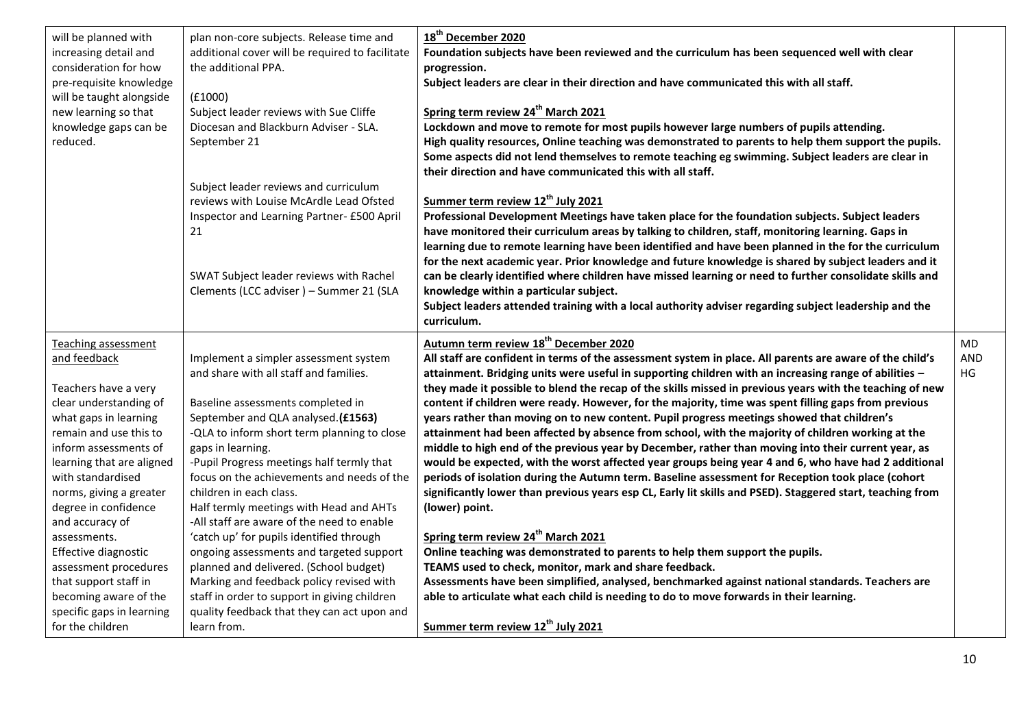| | | | |
|---|---|---|---|
| will be planned with increasing detail and consideration for how pre-requisite knowledge will be taught alongside new learning so that knowledge gaps can be reduced. | plan non-core subjects. Release time and additional cover will be required to facilitate the additional PPA.<br><br>(£1000)<br>Subject leader reviews with Sue Cliffe Diocesan and Blackburn Adviser - SLA. September 21<br><br>Subject leader reviews and curriculum reviews with Louise McArdle Lead Ofsted Inspector and Learning Partner- £500 April 21<br><br>SWAT Subject leader reviews with Rachel Clements (LCC adviser ) – Summer 21 (SLA | <u>**18th December 2020**</u><br>**Foundation subjects have been reviewed and the curriculum has been sequenced well with clear progression.**<br>**Subject leaders are clear in their direction and have communicated this with all staff.**<br><br><u>**Spring term review 24th March 2021**</u><br>**Lockdown and move to remote for most pupils however large numbers of pupils attending.**<br>**High quality resources, Online teaching was demonstrated to parents to help them support the pupils. Some aspects did not lend themselves to remote teaching eg swimming. Subject leaders are clear in their direction and have communicated this with all staff.**<br><br><u>**Summer term review 12th July 2021**</u><br>**Professional Development Meetings have taken place for the foundation subjects. Subject leaders have monitored their curriculum areas by talking to children, staff, monitoring learning. Gaps in learning due to remote learning have been identified and have been planned in the for the curriculum for the next academic year. Prior knowledge and future knowledge is shared by subject leaders and it can be clearly identified where children have missed learning or need to further consolidate skills and knowledge within a particular subject.**<br>**Subject leaders attended training with a local authority adviser regarding subject leadership and the curriculum.** | |
| <u>Teaching assessment and feedback</u><br><br>Teachers have a very clear understanding of what gaps in learning remain and use this to inform assessments of learning that are aligned with standardised norms, giving a greater degree in confidence and accuracy of assessments.<br>Effective diagnostic assessment procedures that support staff in becoming aware of the specific gaps in learning for the children | Implement a simpler assessment system and share with all staff and families.<br><br>Baseline assessments completed in September and QLA analysed.**(£1563)**<br>-QLA to inform short term planning to close gaps in learning.<br>-Pupil Progress meetings half termly that focus on the achievements and needs of the children in each class.<br>Half termly meetings with Head and AHTs<br>-All staff are aware of the need to enable 'catch up' for pupils identified through ongoing assessments and targeted support planned and delivered. (School budget)<br>Marking and feedback policy revised with staff in order to support in giving children quality feedback that they can act upon and learn from. | <u>**Autumn term review 18th December 2020**</u><br>**All staff are confident in terms of the assessment system in place. All parents are aware of the child's attainment. Bridging units were useful in supporting children with an increasing range of abilities – they made it possible to blend the recap of the skills missed in previous years with the teaching of new content if children were ready. However, for the majority, time was spent filling gaps from previous years rather than moving on to new content. Pupil progress meetings showed that children's attainment had been affected by absence from school, with the majority of children working at the middle to high end of the previous year by December, rather than moving into their current year, as would be expected, with the worst affected year groups being year 4 and 6, who have had 2 additional periods of isolation during the Autumn term. Baseline assessment for Reception took place (cohort significantly lower than previous years esp CL, Early lit skills and PSED). Staggered start, teaching from (lower) point.**<br><br><u>**Spring term review 24th March 2021**</u><br>**Online teaching was demonstrated to parents to help them support the pupils.**<br>**TEAMS used to check, monitor, mark and share feedback.**<br>**Assessments have been simplified, analysed, benchmarked against national standards. Teachers are able to articulate what each child is needing to do to move forwards in their learning.**<br><br><u>**Summer term review 12th July 2021**</u> | MD AND HG |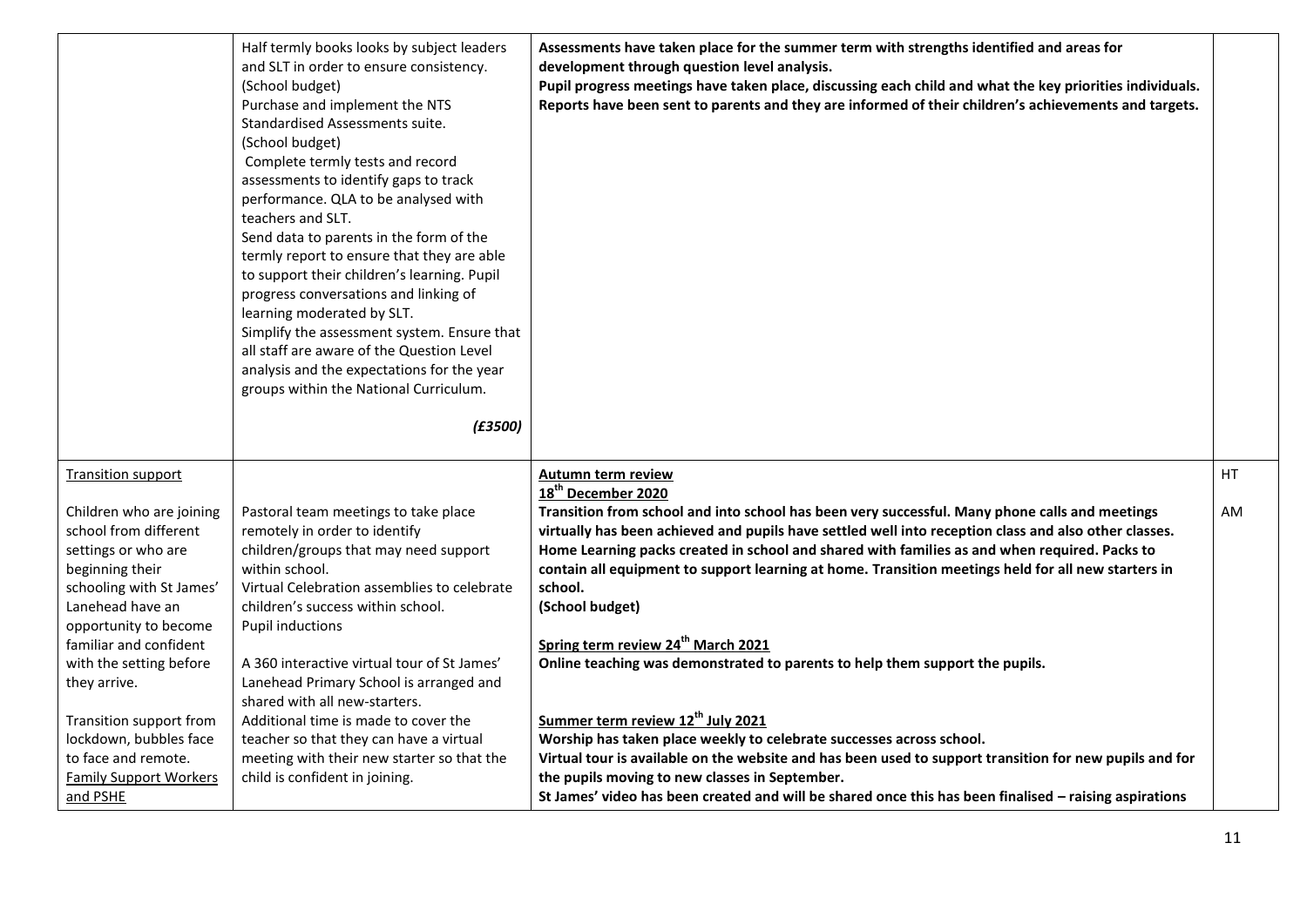| | | | |
|---|---|---|---|
| | Half termly books looks by subject leaders and SLT in order to ensure consistency.<br>(School budget)<br>Purchase and implement the NTS Standardised Assessments suite.<br>(School budget)<br>Complete termly tests and record assessments to identify gaps to track performance. QLA to be analysed with teachers and SLT.<br>Send data to parents in the form of the termly report to ensure that they are able to support their children's learning. Pupil progress conversations and linking of learning moderated by SLT.<br>Simplify the assessment system. Ensure that all staff are aware of the Question Level analysis and the expectations for the year groups within the National Curriculum.<br>***(£3500)*** | **Assessments have taken place for the summer term with strengths identified and areas for development through question level analysis.**<br>**Pupil progress meetings have taken place, discussing each child and what the key priorities individuals.**<br>**Reports have been sent to parents and they are informed of their children's achievements and targets.** | |
| Transition support<br><br>Children who are joining school from different settings or who are beginning their schooling with St James' Lanehead have an opportunity to become familiar and confident with the setting before they arrive.<br><br>Transition support from lockdown, bubbles face to face and remote.<br>Family Support Workers and PSHE | Pastoral team meetings to take place remotely in order to identify children/groups that may need support within school.<br>Virtual Celebration assemblies to celebrate children's success within school.<br>Pupil inductions<br><br>A 360 interactive virtual tour of St James' Lanehead Primary School is arranged and shared with all new-starters.<br>Additional time is made to cover the teacher so that they can have a virtual meeting with their new starter so that the child is confident in joining. | **Autumn term review**<br>**18th December 2020**<br>**Transition from school and into school has been very successful. Many phone calls and meetings virtually has been achieved and pupils have settled well into reception class and also other classes. Home Learning packs created in school and shared with families as and when required. Packs to contain all equipment to support learning at home. Transition meetings held for all new starters in school.**<br>**(School budget)**<br><br>**Spring term review 24th March 2021**<br>**Online teaching was demonstrated to parents to help them support the pupils.**<br><br>**Summer term review 12th July 2021**<br>**Worship has taken place weekly to celebrate successes across school.**<br>**Virtual tour is available on the website and has been used to support transition for new pupils and for the pupils moving to new classes in September.**<br>**St James' video has been created and will be shared once this has been finalised – raising aspirations** | HT<br><br>AM |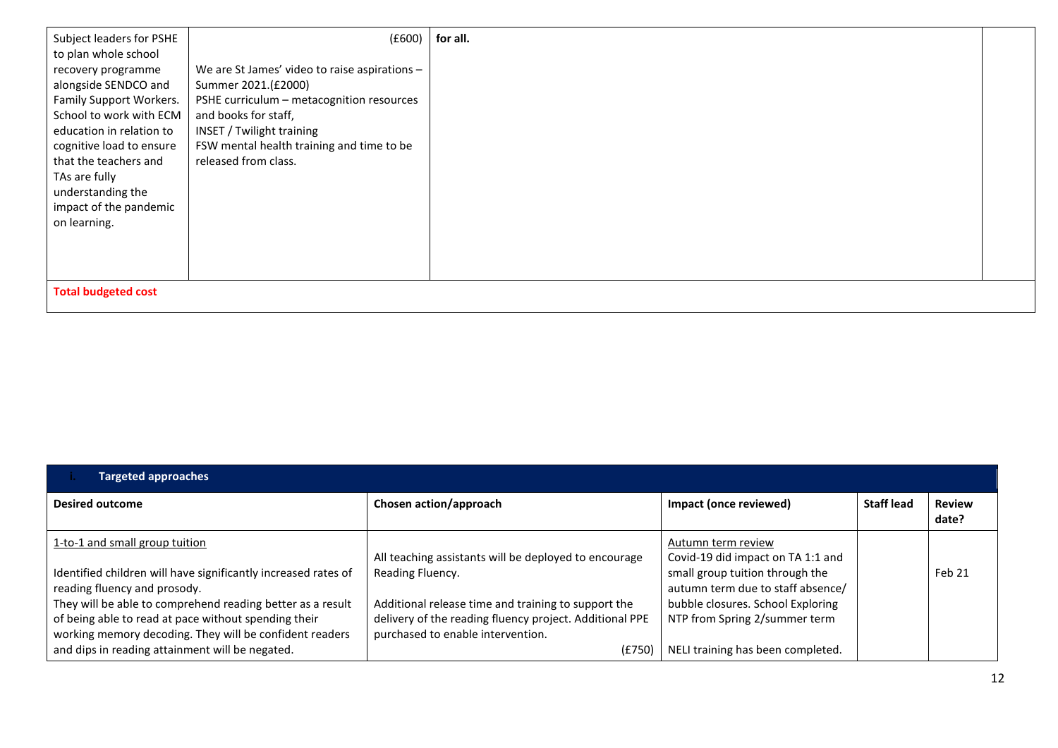| | | | | |
|---|---|---|---|---|
| Subject leaders for PSHE to plan whole school recovery programme alongside SENDCO and Family Support Workers. School to work with ECM education in relation to cognitive load to ensure that the teachers and TAs are fully understanding the impact of the pandemic on learning. | (£600)<br><br>We are St James' video to raise aspirations – Summer 2021.(£2000)<br>PSHE curriculum – metacognition resources and books for staff,<br>INSET / Twilight training<br>FSW mental health training and time to be released from class. | **for all.** | | |
| **Total budgeted cost** | | | | |

| i. Targeted approaches | | | | |
|---|---|---|---|---|
| **Desired outcome** | **Chosen action/approach** | **Impact (once reviewed)** | **Staff lead** | **Review date?** |
| 1-to-1 and small group tuition<br><br>Identified children will have significantly increased rates of reading fluency and prosody.<br>They will be able to comprehend reading better as a result of being able to read at pace without spending their working memory decoding. They will be confident readers and dips in reading attainment will be negated. | All teaching assistants will be deployed to encourage Reading Fluency.<br><br>Additional release time and training to support the delivery of the reading fluency project. Additional PPE purchased to enable intervention.<br>(£750) | Autumn term review<br>Covid-19 did impact on TA 1:1 and small group tuition through the autumn term due to staff absence/ bubble closures. School Exploring NTP from Spring 2/summer term<br><br>NELI training has been completed. | | Feb 21 |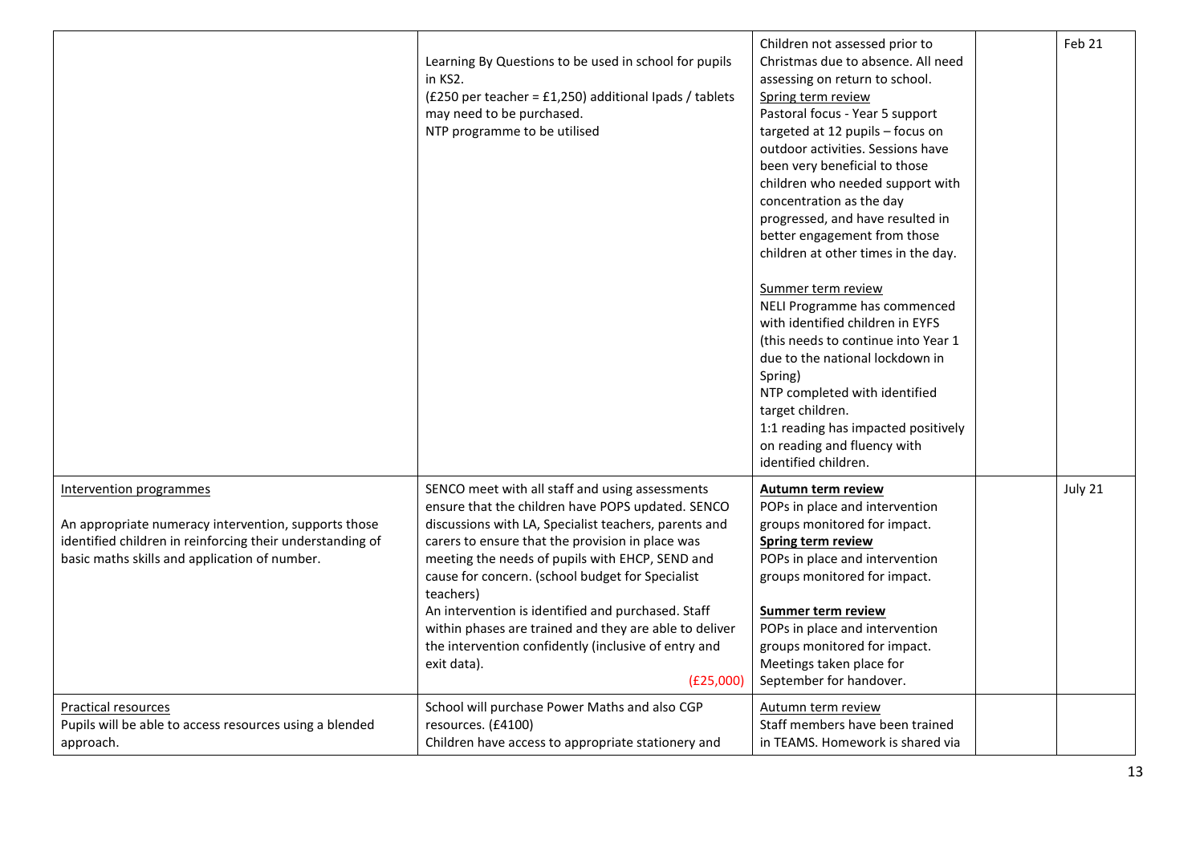|  |  |  |  |  |
|---|---|---|---|---|
|  | Learning By Questions to be used in school for pupils in KS2.<br>(£250 per teacher = £1,250) additional Ipads / tablets may need to be purchased.<br>NTP programme to be utilised | Children not assessed prior to Christmas due to absence. All need assessing on return to school.<br>Spring term review<br>Pastoral focus - Year 5 support targeted at 12 pupils – focus on outdoor activities. Sessions have been very beneficial to those children who needed support with concentration as the day progressed, and have resulted in better engagement from those children at other times in the day.<br><br>Summer term review<br>NELI Programme has commenced with identified children in EYFS (this needs to continue into Year 1 due to the national lockdown in Spring)<br>NTP completed with identified target children.<br>1:1 reading has impacted positively on reading and fluency with identified children. |  | Feb 21 |
| Intervention programmes<br><br>An appropriate numeracy intervention, supports those identified children in reinforcing their understanding of basic maths skills and application of number. | SENCO meet with all staff and using assessments ensure that the children have POPS updated. SENCO discussions with LA, Specialist teachers, parents and carers to ensure that the provision in place was meeting the needs of pupils with EHCP, SEND and cause for concern. (school budget for Specialist teachers)<br>An intervention is identified and purchased. Staff within phases are trained and they are able to deliver the intervention confidently (inclusive of entry and exit data).<br>(£25,000) | **Autumn term review**<br>POPs in place and intervention groups monitored for impact.<br>**Spring term review**<br>POPs in place and intervention groups monitored for impact.<br><br>**Summer term review**<br>POPs in place and intervention groups monitored for impact.<br>Meetings taken place for September for handover. |  | July 21 |
| Practical resources<br>Pupils will be able to access resources using a blended approach. | School will purchase Power Maths and also CGP resources. (£4100)<br>Children have access to appropriate stationery and | Autumn term review<br>Staff members have been trained in TEAMS. Homework is shared via |  |  |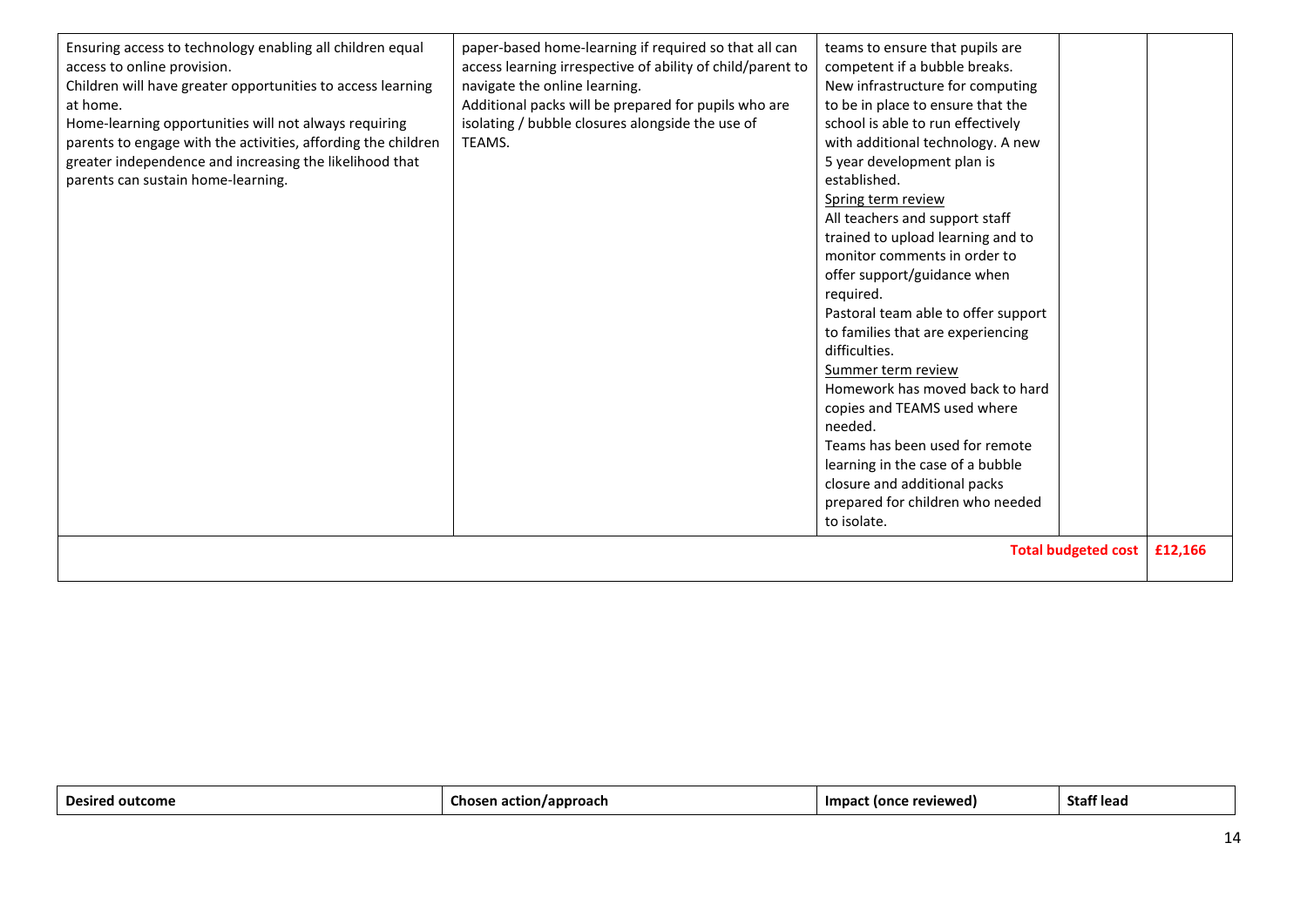| | | | | |
|---|---|---|---|---|
| Ensuring access to technology enabling all children equal access to online provision.<br>Children will have greater opportunities to access learning at home.<br>Home-learning opportunities will not always requiring parents to engage with the activities, affording the children greater independence and increasing the likelihood that parents can sustain home-learning. | paper-based home-learning if required so that all can access learning irrespective of ability of child/parent to navigate the online learning.<br>Additional packs will be prepared for pupils who are isolating / bubble closures alongside the use of TEAMS. | teams to ensure that pupils are competent if a bubble breaks.<br>New infrastructure for computing to be in place to ensure that the school is able to run effectively with additional technology. A new 5 year development plan is established.<br>Spring term review<br>All teachers and support staff trained to upload learning and to monitor comments in order to offer support/guidance when required.<br>Pastoral team able to offer support to families that are experiencing difficulties.<br>Summer term review<br>Homework has moved back to hard copies and TEAMS used where needed.<br>Teams has been used for remote learning in the case of a bubble closure and additional packs prepared for children who needed to isolate. | | |
| | | | **Total budgeted cost** | **£12,166** |

| **Desired outcome** | **Chosen action/approach** | **Impact (once reviewed)** | **Staff lead** |
|---|---|---|---|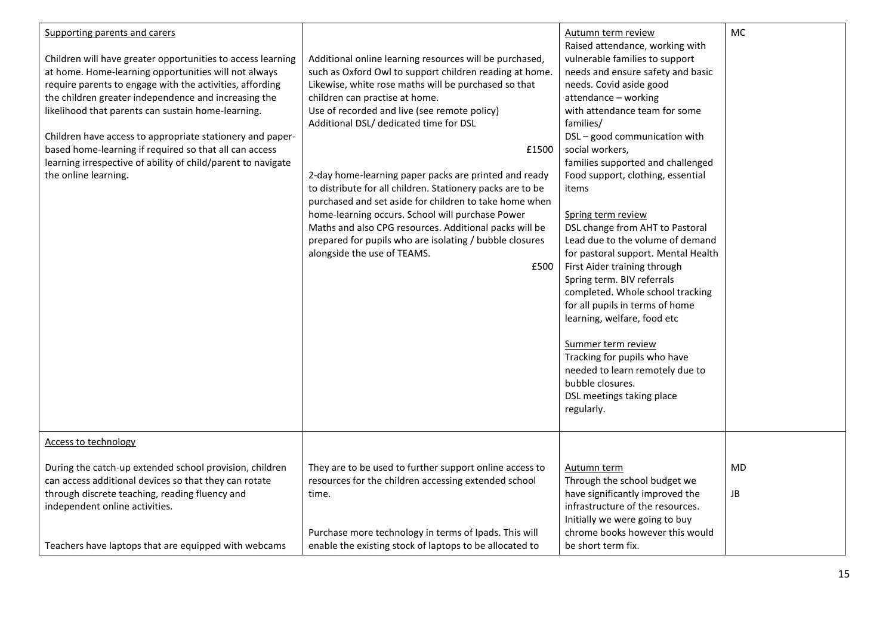| | | | |
|---|---|---|---|
| Supporting parents and carers<br><br>Children will have greater opportunities to access learning at home. Home-learning opportunities will not always require parents to engage with the activities, affording the children greater independence and increasing the likelihood that parents can sustain home-learning.<br><br>Children have access to appropriate stationery and paper-based home-learning if required so that all can access learning irrespective of ability of child/parent to navigate the online learning. | Additional online learning resources will be purchased, such as Oxford Owl to support children reading at home. Likewise, white rose maths will be purchased so that children can practise at home.<br>Use of recorded and live (see remote policy)<br>Additional DSL/ dedicated time for DSL<br><br>£1500<br><br>2-day home-learning paper packs are printed and ready to distribute for all children. Stationery packs are to be purchased and set aside for children to take home when home-learning occurs. School will purchase Power Maths and also CPG resources. Additional packs will be prepared for pupils who are isolating / bubble closures alongside the use of TEAMS.<br><br>£500 | Autumn term review<br>Raised attendance, working with vulnerable families to support needs and ensure safety and basic needs. Covid aside good attendance – working with attendance team for some families/<br>DSL – good communication with social workers, families supported and challenged<br>Food support, clothing, essential items<br><br>Spring term review<br>DSL change from AHT to Pastoral Lead due to the volume of demand for pastoral support. Mental Health First Aider training through Spring term. BIV referrals completed. Whole school tracking for all pupils in terms of home learning, welfare, food etc<br><br>Summer term review<br>Tracking for pupils who have needed to learn remotely due to bubble closures.<br>DSL meetings taking place regularly. | MC |
| Access to technology<br><br>During the catch-up extended school provision, children can access additional devices so that they can rotate through discrete teaching, reading fluency and independent online activities.<br><br>Teachers have laptops that are equipped with webcams | They are to be used to further support online access to resources for the children accessing extended school time.<br><br>Purchase more technology in terms of Ipads. This will enable the existing stock of laptops to be allocated to | Autumn term<br>Through the school budget we have significantly improved the infrastructure of the resources. Initially we were going to buy chrome books however this would be short term fix. | MD<br><br>JB |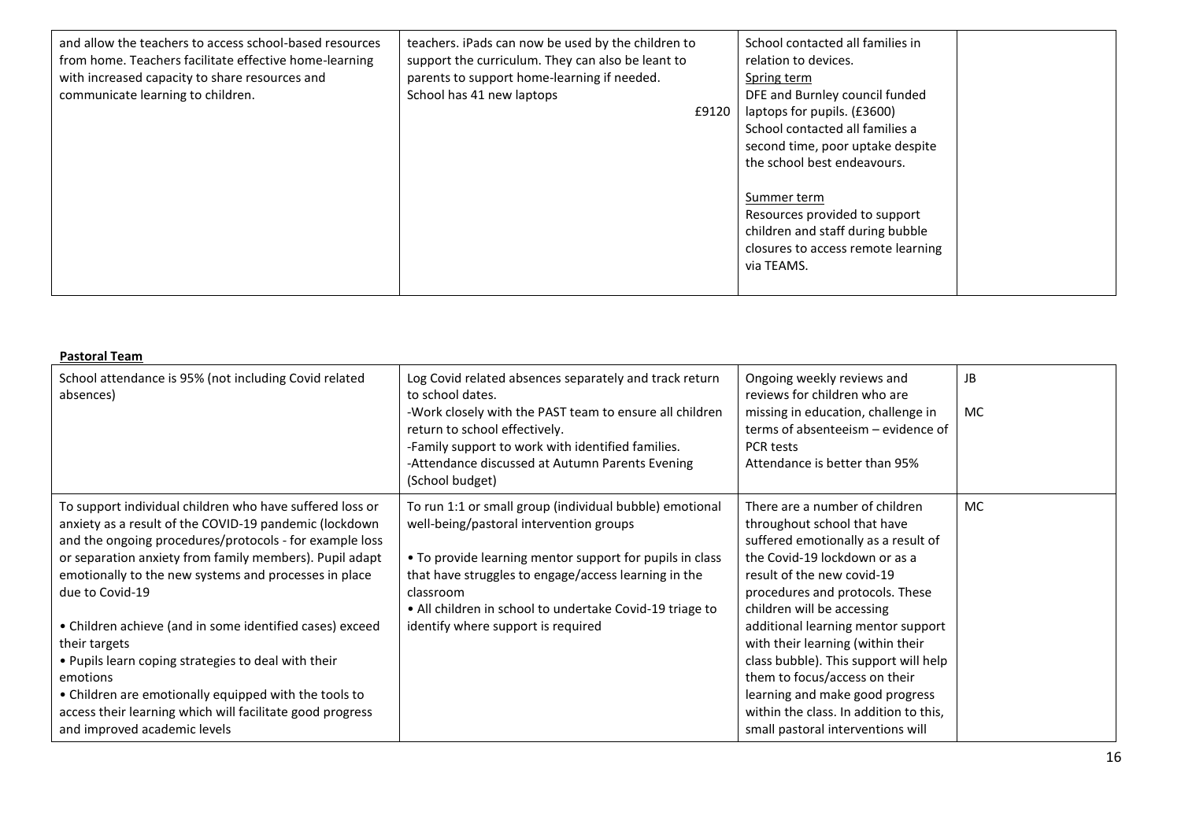| | | | |
|---|---|---|---|
| and allow the teachers to access school-based resources from home. Teachers facilitate effective home-learning with increased capacity to share resources and communicate learning to children. | teachers. iPads can now be used by the children to support the curriculum. They can also be leant to parents to support home-learning if needed.<br>School has 41 new laptops<br>£9120 | School contacted all families in relation to devices.<br>Spring term<br>DFE and Burnley council funded laptops for pupils. (£3600)<br>School contacted all families a second time, poor uptake despite the school best endeavours.<br><br>Summer term<br>Resources provided to support children and staff during bubble closures to access remote learning via TEAMS. | |

**Pastoral Team**

| | | | |
|---|---|---|---|
| School attendance is 95% (not including Covid related absences) | Log Covid related absences separately and track return to school dates.<br>-Work closely with the PAST team to ensure all children return to school effectively.<br>-Family support to work with identified families.<br>-Attendance discussed at Autumn Parents Evening (School budget) | Ongoing weekly reviews and reviews for children who are missing in education, challenge in terms of absenteeism – evidence of PCR tests<br>Attendance is better than 95% | JB<br><br>MC |
| To support individual children who have suffered loss or anxiety as a result of the COVID-19 pandemic (lockdown and the ongoing procedures/protocols - for example loss or separation anxiety from family members). Pupil adapt emotionally to the new systems and processes in place due to Covid-19<br><br>• Children achieve (and in some identified cases) exceed their targets<br>• Pupils learn coping strategies to deal with their emotions<br>• Children are emotionally equipped with the tools to access their learning which will facilitate good progress and improved academic levels | To run 1:1 or small group (individual bubble) emotional well-being/pastoral intervention groups<br><br>• To provide learning mentor support for pupils in class that have struggles to engage/access learning in the classroom<br>• All children in school to undertake Covid-19 triage to identify where support is required | There are a number of children throughout school that have suffered emotionally as a result of the Covid-19 lockdown or as a result of the new covid-19 procedures and protocols. These children will be accessing additional learning mentor support with their learning (within their class bubble). This support will help them to focus/access on their learning and make good progress within the class. In addition to this, small pastoral interventions will | MC |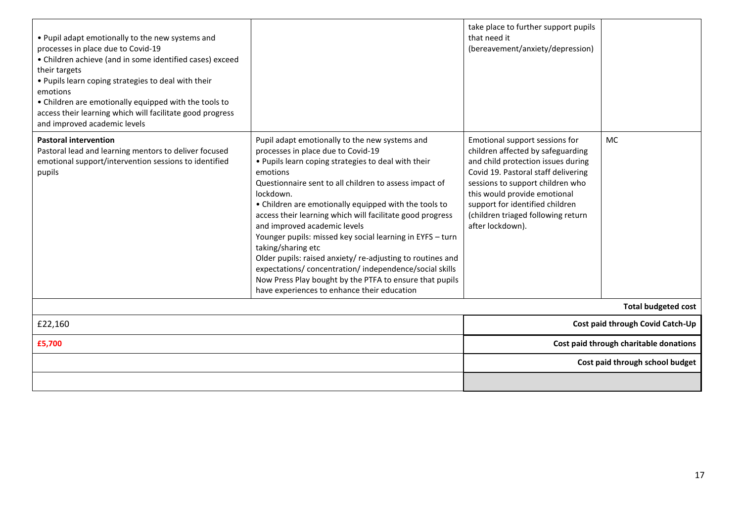| | | | |
|---|---|---|---|
| • Pupil adapt emotionally to the new systems and processes in place due to Covid-19<br>• Children achieve (and in some identified cases) exceed their targets<br>• Pupils learn coping strategies to deal with their emotions<br>• Children are emotionally equipped with the tools to access their learning which will facilitate good progress and improved academic levels | | take place to further support pupils that need it (bereavement/anxiety/depression) | |
| **Pastoral intervention**<br>Pastoral lead and learning mentors to deliver focused emotional support/intervention sessions to identified pupils | Pupil adapt emotionally to the new systems and processes in place due to Covid-19<br>• Pupils learn coping strategies to deal with their emotions<br>Questionnaire sent to all children to assess impact of lockdown.<br>• Children are emotionally equipped with the tools to access their learning which will facilitate good progress and improved academic levels<br>Younger pupils: missed key social learning in EYFS – turn taking/sharing etc<br>Older pupils: raised anxiety/ re-adjusting to routines and expectations/ concentration/ independence/social skills<br>Now Press Play bought by the PTFA to ensure that pupils have experiences to enhance their education | Emotional support sessions for children affected by safeguarding and child protection issues during Covid 19. Pastoral staff delivering sessions to support children who this would provide emotional support for identified children (children triaged following return after lockdown). | MC |

| | |
|---|---|
| | **Total budgeted cost** |
| £22,160 | **Cost paid through Covid Catch-Up** |
| **£5,700** | **Cost paid through charitable donations** |
| | **Cost paid through school budget** |
| | |